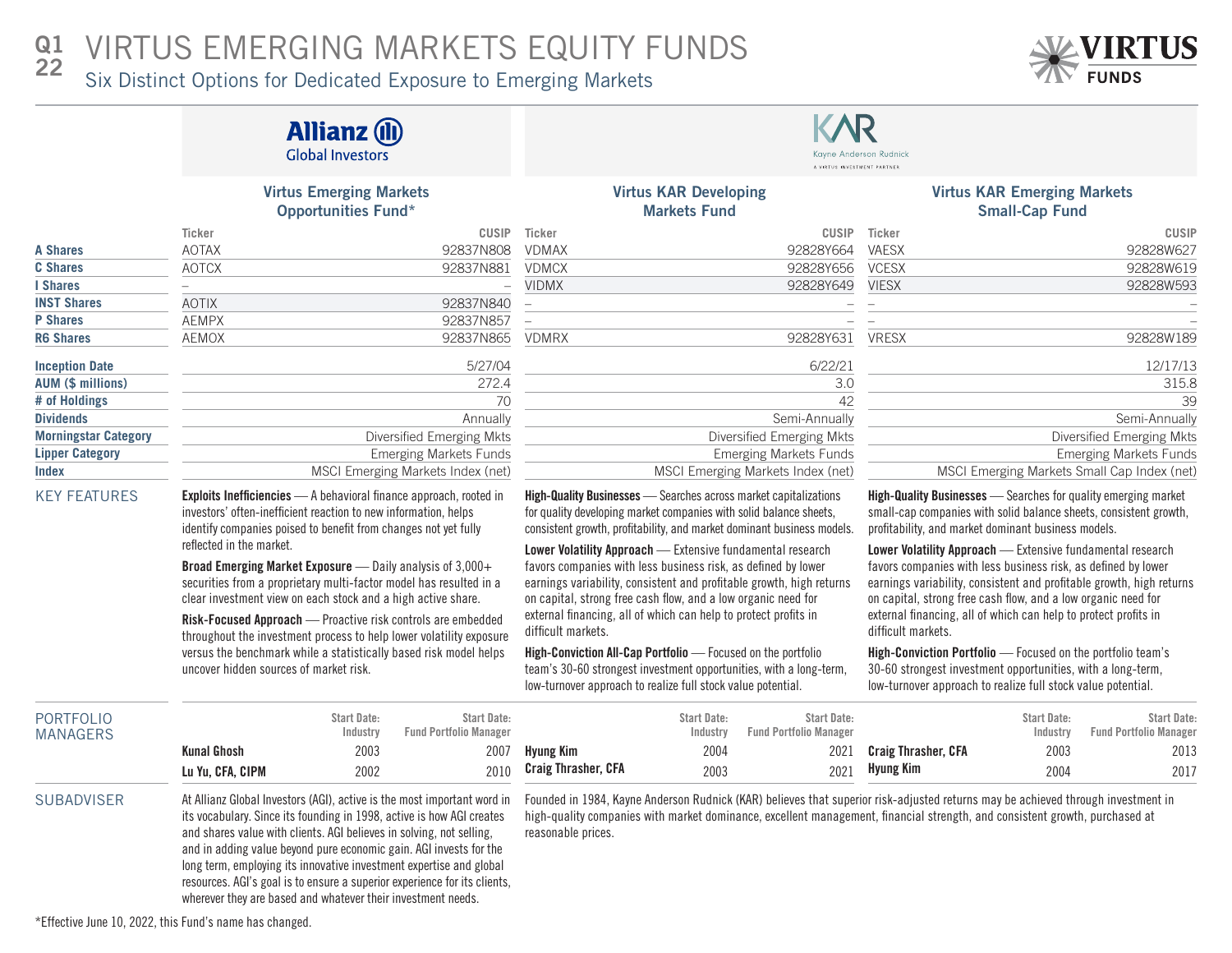# Q1 22 VIRTUS EMERGING MARKETS EQUITY FUNDS

## Six Distinct Options for Dedicated Exposure to Emerging Markets

| | Allianz Global Investors | | KAR Kayne Anderson Rudnick | | | |
|---|---|---|---|---|---|---|
| | **Virtus Emerging Markets Opportunities Fund*** | | **Virtus KAR Developing Markets Fund** | | **Virtus KAR Emerging Markets Small-Cap Fund** | |
| | Ticker | CUSIP | Ticker | CUSIP | Ticker | CUSIP |
| **A Shares** | AOTAX | 92837N808 | VDMAX | 92828Y664 | VAESX | 92828W627 |
| **C Shares** | AOTCX | 92837N881 | VDMCX | 92828Y656 | VCESX | 92828W619 |
| **I Shares** | – | – | VIDMX | 92828Y649 | VIESX | 92828W593 |
| **INST Shares** | AOTIX | 92837N840 | – | – | – | – |
| **P Shares** | AEMPX | 92837N857 | – | – | – | – |
| **R6 Shares** | AEMOX | 92837N865 | VDMRX | 92828Y631 | VRESX | 92828W189 |
| **Inception Date** | | 5/27/04 | | 6/22/21 | | 12/17/13 |
| **AUM ($ millions)** | | 272.4 | | 3.0 | | 315.8 |
| **# of Holdings** | | 70 | | 42 | | 39 |
| **Dividends** | | Annually | | Semi-Annually | | Semi-Annually |
| **Morningstar Category** | | Diversified Emerging Mkts | | Diversified Emerging Mkts | | Diversified Emerging Mkts |
| **Lipper Category** | | Emerging Markets Funds | | Emerging Markets Funds | | Emerging Markets Funds |
| **Index** | | MSCI Emerging Markets Index (net) | | MSCI Emerging Markets Index (net) | | MSCI Emerging Markets Small Cap Index (net) |

## KEY FEATURES

### Virtus Emerging Markets Opportunities Fund*

**Exploits Inefficiencies** — A behavioral finance approach, rooted in investors' often-inefficient reaction to new information, helps identify companies poised to benefit from changes not yet fully reflected in the market.

**Broad Emerging Market Exposure** — Daily analysis of 3,000+ securities from a proprietary multi-factor model has resulted in a clear investment view on each stock and a high active share.

**Risk-Focused Approach** — Proactive risk controls are embedded throughout the investment process to help lower volatility exposure versus the benchmark while a statistically based risk model helps uncover hidden sources of market risk.

### Virtus KAR Developing Markets Fund

**High-Quality Businesses** — Searches across market capitalizations for quality developing market companies with solid balance sheets, consistent growth, profitability, and market dominant business models.

**Lower Volatility Approach** — Extensive fundamental research favors companies with less business risk, as defined by lower earnings variability, consistent and profitable growth, high returns on capital, strong free cash flow, and a low organic need for external financing, all of which can help to protect profits in difficult markets.

**High-Conviction All-Cap Portfolio** — Focused on the portfolio team's 30-60 strongest investment opportunities, with a long-term, low-turnover approach to realize full stock value potential.

### Virtus KAR Emerging Markets Small-Cap Fund

**High-Quality Businesses** — Searches for quality emerging market small-cap companies with solid balance sheets, consistent growth, profitability, and market dominant business models.

**Lower Volatility Approach** — Extensive fundamental research favors companies with less business risk, as defined by lower earnings variability, consistent and profitable growth, high returns on capital, strong free cash flow, and a low organic need for external financing, all of which can help to protect profits in difficult markets.

**High-Conviction Portfolio** — Focused on the portfolio team's 30-60 strongest investment opportunities, with a long-term, low-turnover approach to realize full stock value potential.

## PORTFOLIO MANAGERS

| Fund | Manager | Start Date: Industry | Start Date: Fund Portfolio Manager |
|---|---|---|---|
| Virtus Emerging Markets Opportunities Fund* | **Kunal Ghosh** | 2003 | 2007 |
| | **Lu Yu, CFA, CIPM** | 2002 | 2010 |
| Virtus KAR Developing Markets Fund | **Hyung Kim** | 2004 | 2021 |
| | **Craig Thrasher, CFA** | 2003 | 2021 |
| Virtus KAR Emerging Markets Small-Cap Fund | **Craig Thrasher, CFA** | 2003 | 2013 |
| | **Hyung Kim** | 2004 | 2017 |

## SUBADVISER

At Allianz Global Investors (AGI), active is the most important word in its vocabulary. Since its founding in 1998, active is how AGI creates and shares value with clients. AGI believes in solving, not selling, and in adding value beyond pure economic gain. AGI invests for the long term, employing its innovative investment expertise and global resources. AGI's goal is to ensure a superior experience for its clients, wherever they are based and whatever their investment needs.

Founded in 1984, Kayne Anderson Rudnick (KAR) believes that superior risk-adjusted returns may be achieved through investment in high-quality companies with market dominance, excellent management, financial strength, and consistent growth, purchased at reasonable prices.

*Effective June 10, 2022, this Fund's name has changed.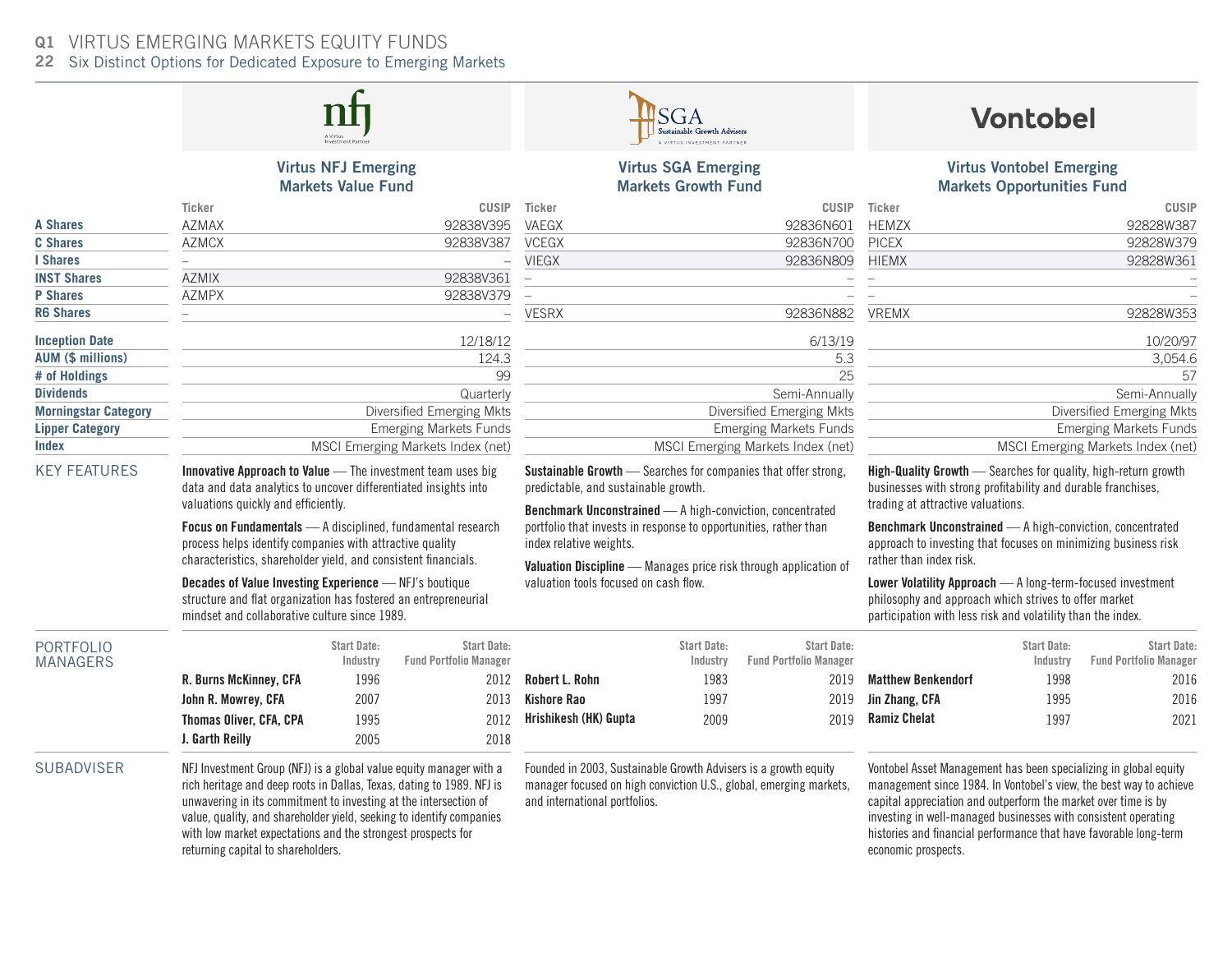# VIRTUS EMERGING MARKETS EQUITY FUNDS

## Six Distinct Options for Dedicated Exposure to Emerging Markets

| | Virtus NFJ Emerging Markets Value Fund | | Virtus SGA Emerging Markets Growth Fund | | Virtus Vontobel Emerging Markets Opportunities Fund | |
|---|---|---|---|---|---|---|
| | Ticker | CUSIP | Ticker | CUSIP | Ticker | CUSIP |
| **A Shares** | AZMAX | 92838V395 | VAEGX | 92836N601 | HEMZX | 92828W387 |
| **C Shares** | AZMCX | 92838V387 | VCEGX | 92836N700 | PICEX | 92828W379 |
| **I Shares** | – | – | VIEGX | 92836N809 | HIEMX | 92828W361 |
| **INST Shares** | AZMIX | 92838V361 | – | – | – | – |
| **P Shares** | AZMPX | 92838V379 | – | – | – | – |
| **R6 Shares** | – | – | VESRX | 92836N882 | VREMX | 92828W353 |
| **Inception Date** | | 12/18/12 | | 6/13/19 | | 10/20/97 |
| **AUM ($ millions)** | | 124.3 | | 5.3 | | 3,054.6 |
| **# of Holdings** | | 99 | | 25 | | 57 |
| **Dividends** | | Quarterly | | Semi-Annually | | Semi-Annually |
| **Morningstar Category** | | Diversified Emerging Mkts | | Diversified Emerging Mkts | | Diversified Emerging Mkts |
| **Lipper Category** | | Emerging Markets Funds | | Emerging Markets Funds | | Emerging Markets Funds |
| **Index** | | MSCI Emerging Markets Index (net) | | MSCI Emerging Markets Index (net) | | MSCI Emerging Markets Index (net) |

## KEY FEATURES

### Virtus NFJ Emerging Markets Value Fund

**Innovative Approach to Value** — The investment team uses big data and data analytics to uncover differentiated insights into valuations quickly and efficiently.

**Focus on Fundamentals** — A disciplined, fundamental research process helps identify companies with attractive quality characteristics, shareholder yield, and consistent financials.

**Decades of Value Investing Experience** — NFJ's boutique structure and flat organization has fostered an entrepreneurial mindset and collaborative culture since 1989.

### Virtus SGA Emerging Markets Growth Fund

**Sustainable Growth** — Searches for companies that offer strong, predictable, and sustainable growth.

**Benchmark Unconstrained** — A high-conviction, concentrated portfolio that invests in response to opportunities, rather than index relative weights.

**Valuation Discipline** — Manages price risk through application of valuation tools focused on cash flow.

### Virtus Vontobel Emerging Markets Opportunities Fund

**High-Quality Growth** — Searches for quality, high-return growth businesses with strong profitability and durable franchises, trading at attractive valuations.

**Benchmark Unconstrained** — A high-conviction, concentrated approach to investing that focuses on minimizing business risk rather than index risk.

**Lower Volatility Approach** — A long-term-focused investment philosophy and approach which strives to offer market participation with less risk and volatility than the index.

## PORTFOLIO MANAGERS

### Virtus NFJ Emerging Markets Value Fund

| | Start Date: Industry | Start Date: Fund Portfolio Manager |
|---|---|---|
| **R. Burns McKinney, CFA** | 1996 | 2012 |
| **John R. Mowrey, CFA** | 2007 | 2013 |
| **Thomas Oliver, CFA, CPA** | 1995 | 2012 |
| **J. Garth Reilly** | 2005 | 2018 |

### Virtus SGA Emerging Markets Growth Fund

| | Start Date: Industry | Start Date: Fund Portfolio Manager |
|---|---|---|
| **Robert L. Rohn** | 1983 | 2019 |
| **Kishore Rao** | 1997 | 2019 |
| **Hrishikesh (HK) Gupta** | 2009 | 2019 |

### Virtus Vontobel Emerging Markets Opportunities Fund

| | Start Date: Industry | Start Date: Fund Portfolio Manager |
|---|---|---|
| **Matthew Benkendorf** | 1998 | 2016 |
| **Jin Zhang, CFA** | 1995 | 2016 |
| **Ramiz Chelat** | 1997 | 2021 |

## SUBADVISER

NFJ Investment Group (NFJ) is a global value equity manager with a rich heritage and deep roots in Dallas, Texas, dating to 1989. NFJ is unwavering in its commitment to investing at the intersection of value, quality, and shareholder yield, seeking to identify companies with low market expectations and the strongest prospects for returning capital to shareholders.

Founded in 2003, Sustainable Growth Advisers is a growth equity manager focused on high conviction U.S., global, emerging markets, and international portfolios.

Vontobel Asset Management has been specializing in global equity management since 1984. In Vontobel's view, the best way to achieve capital appreciation and outperform the market over time is by investing in well-managed businesses with consistent operating histories and financial performance that have favorable long-term economic prospects.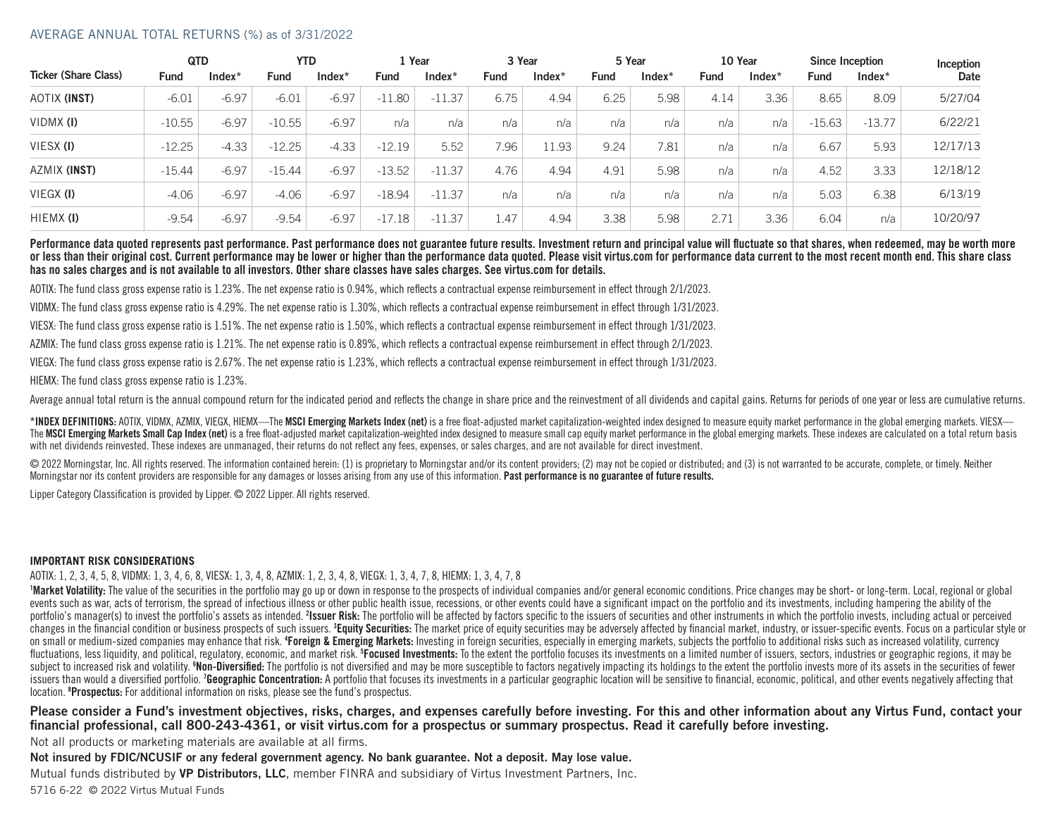AVERAGE ANNUAL TOTAL RETURNS (%) as of 3/31/2022

| Ticker (Share Class) | QTD | | YTD | | 1 Year | | 3 Year | | 5 Year | | 10 Year | | Since Inception | | Inception Date |
|---|---|---|---|---|---|---|---|---|---|---|---|---|---|---|---|
| | Fund | Index* | Fund | Index* | Fund | Index* | Fund | Index* | Fund | Index* | Fund | Index* | Fund | Index* | |
| AOTIX **(INST)** | -6.01 | -6.97 | -6.01 | -6.97 | -11.80 | -11.37 | 6.75 | 4.94 | 6.25 | 5.98 | 4.14 | 3.36 | 8.65 | 8.09 | 5/27/04 |
| VIDMX **(I)** | -10.55 | -6.97 | -10.55 | -6.97 | n/a | n/a | n/a | n/a | n/a | n/a | n/a | n/a | -15.63 | -13.77 | 6/22/21 |
| VIESX **(I)** | -12.25 | -4.33 | -12.25 | -4.33 | -12.19 | 5.52 | 7.96 | 11.93 | 9.24 | 7.81 | n/a | n/a | 6.67 | 5.93 | 12/17/13 |
| AZMIX **(INST)** | -15.44 | -6.97 | -15.44 | -6.97 | -13.52 | -11.37 | 4.76 | 4.94 | 4.91 | 5.98 | n/a | n/a | 4.52 | 3.33 | 12/18/12 |
| VIEGX **(I)** | -4.06 | -6.97 | -4.06 | -6.97 | -18.94 | -11.37 | n/a | n/a | n/a | n/a | n/a | n/a | 5.03 | 6.38 | 6/13/19 |
| HIEMX **(I)** | -9.54 | -6.97 | -9.54 | -6.97 | -17.18 | -11.37 | 1.47 | 4.94 | 3.38 | 5.98 | 2.71 | 3.36 | 6.04 | n/a | 10/20/97 |

**Performance data quoted represents past performance. Past performance does not guarantee future results. Investment return and principal value will fluctuate so that shares, when redeemed, may be worth more or less than their original cost. Current performance may be lower or higher than the performance data quoted. Please visit virtus.com for performance data current to the most recent month end. This share class has no sales charges and is not available to all investors. Other share classes have sales charges. See virtus.com for details.**

AOTIX: The fund class gross expense ratio is 1.23%. The net expense ratio is 0.94%, which reflects a contractual expense reimbursement in effect through 2/1/2023.

VIDMX: The fund class gross expense ratio is 4.29%. The net expense ratio is 1.30%, which reflects a contractual expense reimbursement in effect through 1/31/2023.

VIESX: The fund class gross expense ratio is 1.51%. The net expense ratio is 1.50%, which reflects a contractual expense reimbursement in effect through 1/31/2023.

AZMIX: The fund class gross expense ratio is 1.21%. The net expense ratio is 0.89%, which reflects a contractual expense reimbursement in effect through 2/1/2023.

VIEGX: The fund class gross expense ratio is 2.67%. The net expense ratio is 1.23%, which reflects a contractual expense reimbursement in effect through 1/31/2023.

HIEMX: The fund class gross expense ratio is 1.23%.

Average annual total return is the annual compound return for the indicated period and reflects the change in share price and the reinvestment of all dividends and capital gains. Returns for periods of one year or less are cumulative returns.

***INDEX DEFINITIONS:** AOTIX, VIDMX, AZMIX, VIEGX, HIEMX—The **MSCI Emerging Markets Index (net)** is a free float-adjusted market capitalization-weighted index designed to measure equity market performance in the global emerging markets. VIESX—The **MSCI Emerging Markets Small Cap Index (net)** is a free float-adjusted market capitalization-weighted index designed to measure small cap equity market performance in the global emerging markets. These indexes are calculated on a total return basis with net dividends reinvested. These indexes are unmanaged, their returns do not reflect any fees, expenses, or sales charges, and are not available for direct investment.

© 2022 Morningstar, Inc. All rights reserved. The information contained herein: (1) is proprietary to Morningstar and/or its content providers; (2) may not be copied or distributed; and (3) is not warranted to be accurate, complete, or timely. Neither Morningstar nor its content providers are responsible for any damages or losses arising from any use of this information. **Past performance is no guarantee of future results.**

Lipper Category Classification is provided by Lipper. © 2022 Lipper. All rights reserved.

**IMPORTANT RISK CONSIDERATIONS**

AOTIX: 1, 2, 3, 4, 5, 8, VIDMX: 1, 3, 4, 6, 8, VIESX: 1, 3, 4, 8, AZMIX: 1, 2, 3, 4, 8, VIEGX: 1, 3, 4, 7, 8, HIEMX: 1, 3, 4, 7, 8

[1]**Market Volatility:** The value of the securities in the portfolio may go up or down in response to the prospects of individual companies and/or general economic conditions. Price changes may be short- or long-term. Local, regional or global events such as war, acts of terrorism, the spread of infectious illness or other public health issue, recessions, or other events could have a significant impact on the portfolio and its investments, including hampering the ability of the portfolio's manager(s) to invest the portfolio's assets as intended. [2]**Issuer Risk:** The portfolio will be affected by factors specific to the issuers of securities and other instruments in which the portfolio invests, including actual or perceived changes in the financial condition or business prospects of such issuers. [3]**Equity Securities:** The market price of equity securities may be adversely affected by financial market, industry, or issuer-specific events. Focus on a particular style or on small or medium-sized companies may enhance that risk. [4]**Foreign & Emerging Markets:** Investing in foreign securities, especially in emerging markets, subjects the portfolio to additional risks such as increased volatility, currency fluctuations, less liquidity, and political, regulatory, economic, and market risk. [5]**Focused Investments:** To the extent the portfolio focuses its investments on a limited number of issuers, sectors, industries or geographic regions, it may be subject to increased risk and volatility. [6]**Non-Diversified:** The portfolio is not diversified and may be more susceptible to factors negatively impacting its holdings to the extent the portfolio invests more of its assets in the securities of fewer issuers than would a diversified portfolio. [7]**Geographic Concentration:** A portfolio that focuses its investments in a particular geographic location will be sensitive to financial, economic, political, and other events negatively affecting that location. [8]**Prospectus:** For additional information on risks, please see the fund's prospectus.

**Please consider a Fund's investment objectives, risks, charges, and expenses carefully before investing. For this and other information about any Virtus Fund, contact your financial professional, call 800-243-4361, or visit virtus.com for a prospectus or summary prospectus. Read it carefully before investing.**

Not all products or marketing materials are available at all firms.

**Not insured by FDIC/NCUSIF or any federal government agency. No bank guarantee. Not a deposit. May lose value.**

Mutual funds distributed by **VP Distributors, LLC**, member FINRA and subsidiary of Virtus Investment Partners, Inc.

5716 6-22 © 2022 Virtus Mutual Funds